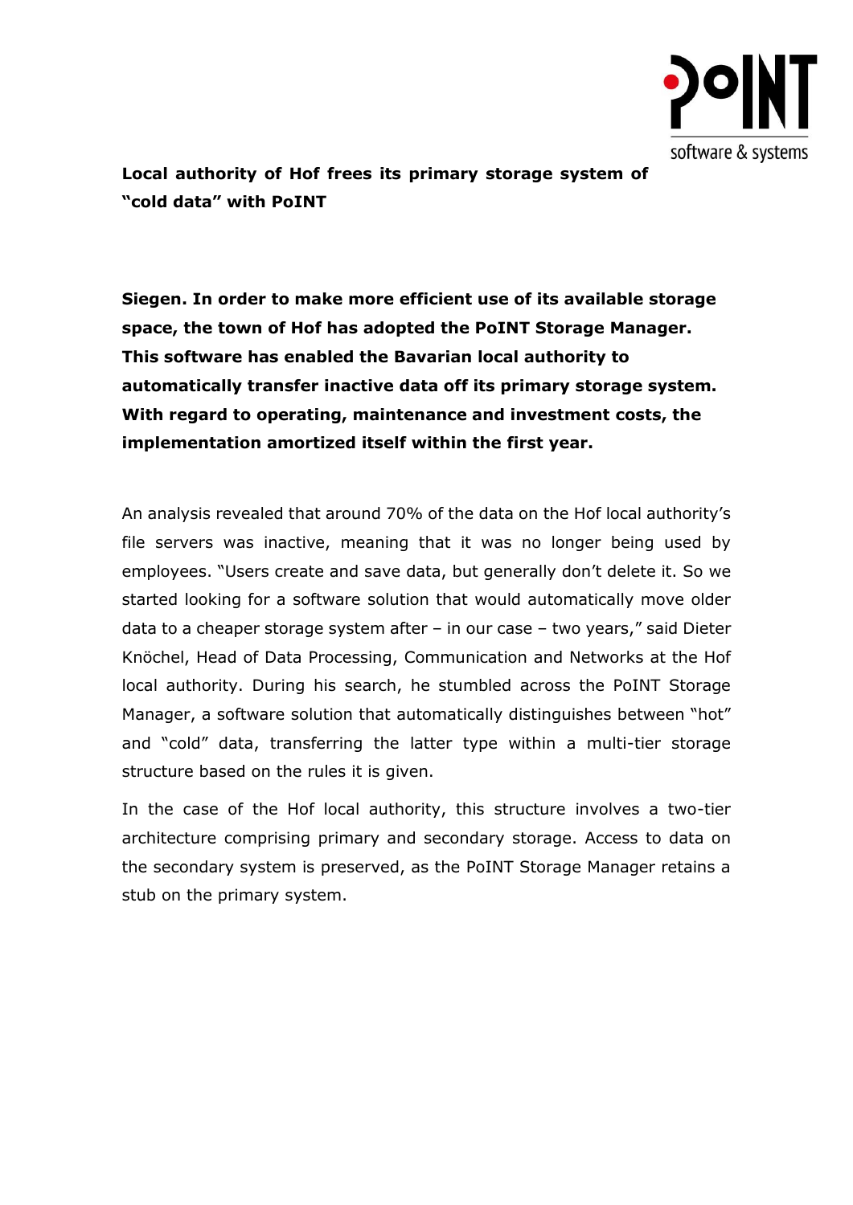# Local authority of Hof frees its primary storage system of "cold data" with PoINT

**Siegen. In order to make more efficient use of its available storage space, the town of Hof has adopted the PoINT Storage Manager. This software has enabled the Bavarian local authority to automatically transfer inactive data off its primary storage system. With regard to operating, maintenance and investment costs, the implementation amortized itself within the first year.**

An analysis revealed that around 70% of the data on the Hof local authority's file servers was inactive, meaning that it was no longer being used by employees. "Users create and save data, but generally don't delete it. So we started looking for a software solution that would automatically move older data to a cheaper storage system after – in our case – two years," said Dieter Knöchel, Head of Data Processing, Communication and Networks at the Hof local authority. During his search, he stumbled across the PoINT Storage Manager, a software solution that automatically distinguishes between "hot" and "cold" data, transferring the latter type within a multi-tier storage structure based on the rules it is given.

In the case of the Hof local authority, this structure involves a two-tier architecture comprising primary and secondary storage. Access to data on the secondary system is preserved, as the PoINT Storage Manager retains a stub on the primary system.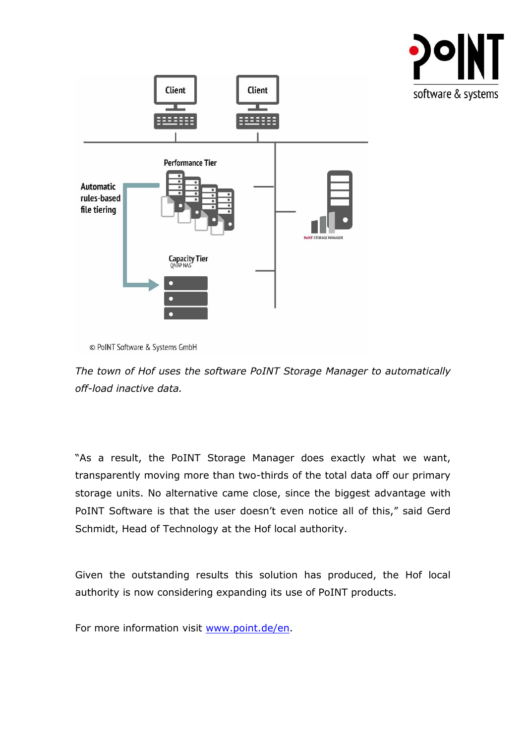© PoINT Software & Systems GmbH

*The town of Hof uses the software PoINT Storage Manager to automatically off-load inactive data.*

"As a result, the PoINT Storage Manager does exactly what we want, transparently moving more than two-thirds of the total data off our primary storage units. No alternative came close, since the biggest advantage with PoINT Software is that the user doesn't even notice all of this," said Gerd Schmidt, Head of Technology at the Hof local authority.

Given the outstanding results this solution has produced, the Hof local authority is now considering expanding its use of PoINT products.

For more information visit [www.point.de/en](www.point.de/en).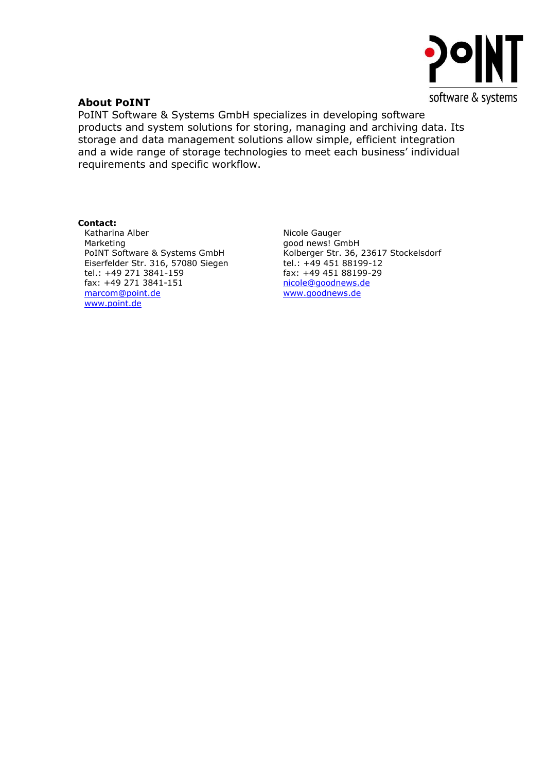## About PoINT

PoINT Software & Systems GmbH specializes in developing software products and system solutions for storing, managing and archiving data. Its storage and data management solutions allow simple, efficient integration and a wide range of storage technologies to meet each business' individual requirements and specific workflow.

**Contact:**

Katharina Alber
Marketing
PoINT Software & Systems GmbH
Eiserfelder Str. 316, 57080 Siegen
tel.: +49 271 3841-159
fax: +49 271 3841-151
marcom@point.de
www.point.de

Nicole Gauger
good news! GmbH
Kolberger Str. 36, 23617 Stockelsdorf
tel.: +49 451 88199-12
fax: +49 451 88199-29
nicole@goodnews.de
www.goodnews.de